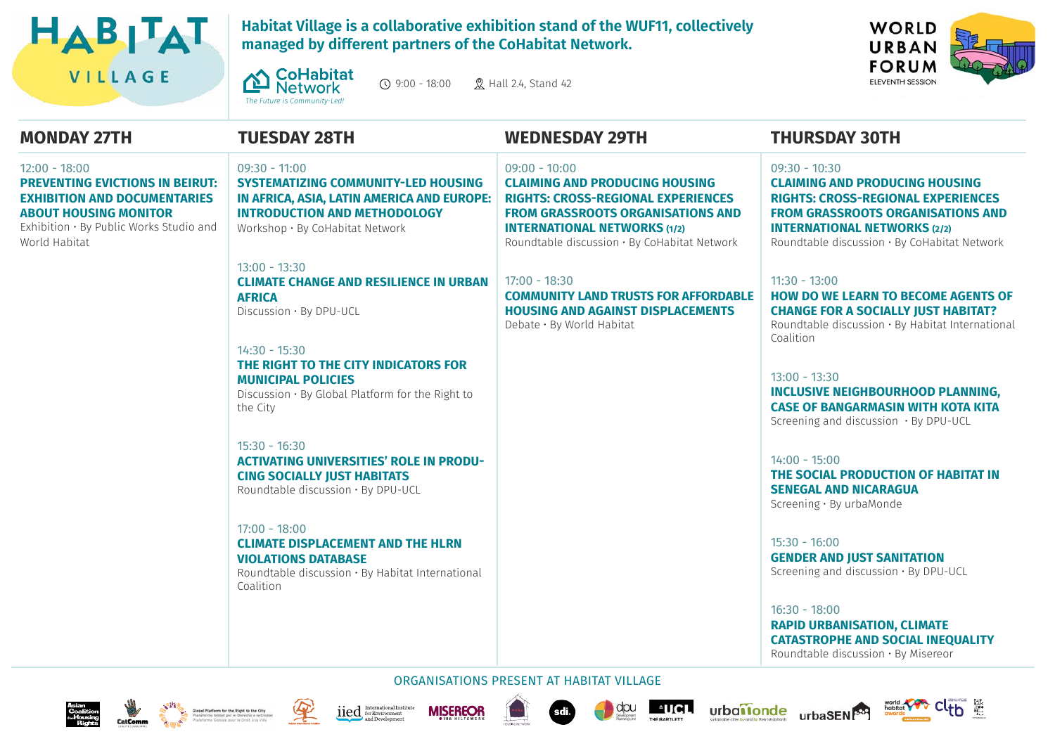# HABITAT VILLAGE

**Habitat Village is a collaborative exhibition stand of the WUF11, collectively managed by different partners of the CoHabitat Network.**

CoHabitat Network
*The Future is Community-Led!*

9:00 - 18:00 · Hall 2.4, Stand 42

WORLD URBAN FORUM
ELEVENTH SESSION

## MONDAY 27TH

12:00 - 18:00
**PREVENTING EVICTIONS IN BEIRUT: EXHIBITION AND DOCUMENTARIES ABOUT HOUSING MONITOR**
Exhibition • By Public Works Studio and World Habitat

## TUESDAY 28TH

09:30 - 11:00
**SYSTEMATIZING COMMUNITY-LED HOUSING IN AFRICA, ASIA, LATIN AMERICA AND EUROPE: INTRODUCTION AND METHODOLOGY**
Workshop • By CoHabitat Network

13:00 - 13:30
**CLIMATE CHANGE AND RESILIENCE IN URBAN AFRICA**
Discussion • By DPU-UCL

14:30 - 15:30
**THE RIGHT TO THE CITY INDICATORS FOR MUNICIPAL POLICIES**
Discussion • By Global Platform for the Right to the City

15:30 - 16:30
**ACTIVATING UNIVERSITIES' ROLE IN PRODUCING SOCIALLY JUST HABITATS**
Roundtable discussion • By DPU-UCL

17:00 - 18:00
**CLIMATE DISPLACEMENT AND THE HLRN VIOLATIONS DATABASE**
Roundtable discussion • By Habitat International Coalition

## WEDNESDAY 29TH

09:00 - 10:00
**CLAIMING AND PRODUCING HOUSING RIGHTS: CROSS-REGIONAL EXPERIENCES FROM GRASSROOTS ORGANISATIONS AND INTERNATIONAL NETWORKS (1/2)**
Roundtable discussion • By CoHabitat Network

17:00 - 18:30
**COMMUNITY LAND TRUSTS FOR AFFORDABLE HOUSING AND AGAINST DISPLACEMENTS**
Debate • By World Habitat

## THURSDAY 30TH

09:30 - 10:30
**CLAIMING AND PRODUCING HOUSING RIGHTS: CROSS-REGIONAL EXPERIENCES FROM GRASSROOTS ORGANISATIONS AND INTERNATIONAL NETWORKS (2/2)**
Roundtable discussion • By CoHabitat Network

11:30 - 13:00
**HOW DO WE LEARN TO BECOME AGENTS OF CHANGE FOR A SOCIALLY JUST HABITAT?**
Roundtable discussion • By Habitat International Coalition

13:00 - 13:30
**INCLUSIVE NEIGHBOURHOOD PLANNING, CASE OF BANGARMASIN WITH KOTA KITA**
Screening and discussion • By DPU-UCL

14:00 - 15:00
**THE SOCIAL PRODUCTION OF HABITAT IN SENEGAL AND NICARAGUA**
Screening • By urbaMonde

15:30 - 16:00
**GENDER AND JUST SANITATION**
Screening and discussion • By DPU-UCL

16:30 - 18:00
**RAPID URBANISATION, CLIMATE CATASTROPHE AND SOCIAL INEQUALITY**
Roundtable discussion • By Misereor

## ORGANISATIONS PRESENT AT HABITAT VILLAGE

Asian Coalition for Housing Rights · CatComm · Global Platform for the Right to the City · iied International Institute for Environment and Development · MISEREOR · sdi · dpu Development Planning Unit · UCL The Bartlett · urbaMonde · urbaSEN · world habitat awards · cltb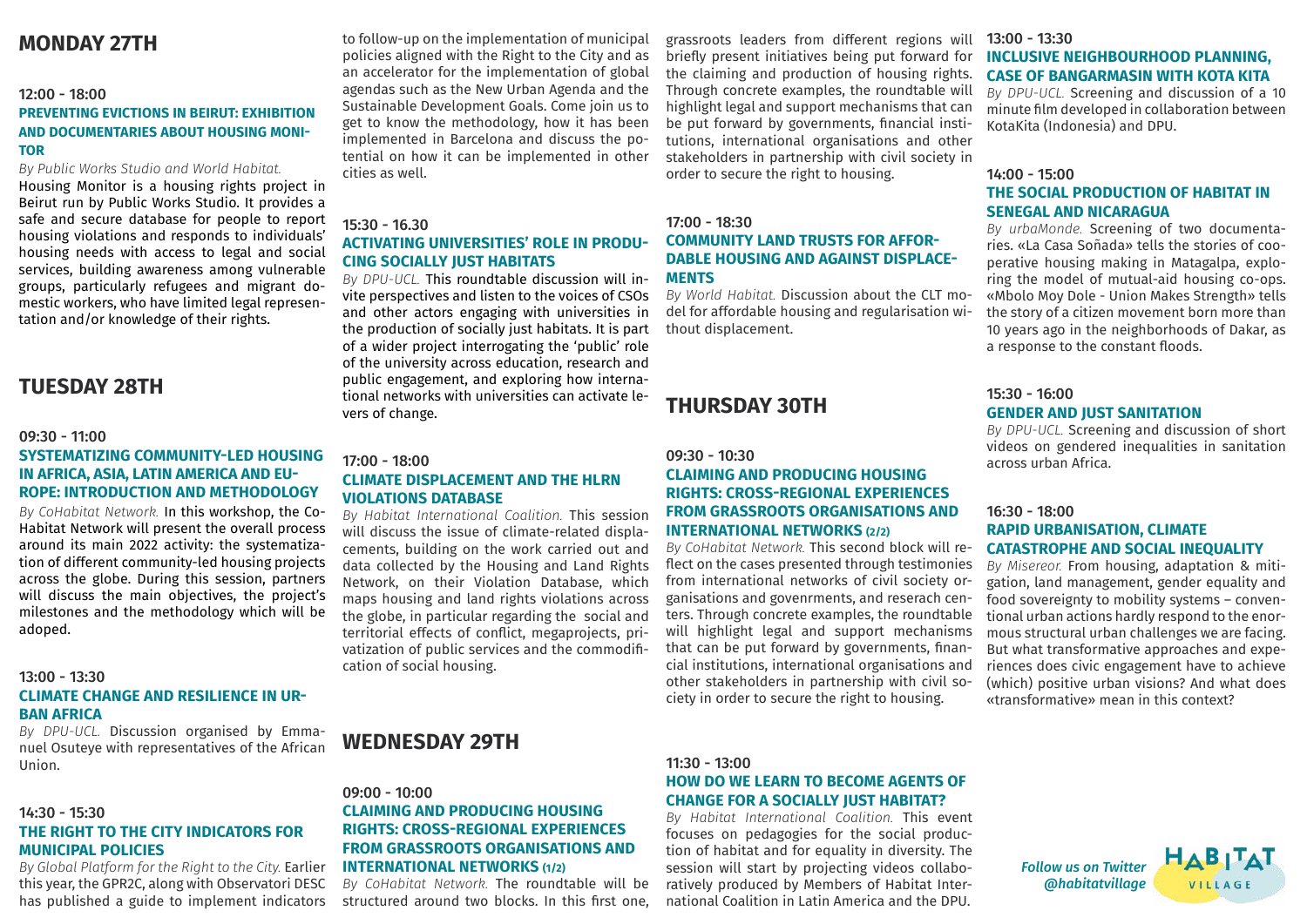## MONDAY 27TH

### 12:00 - 18:00
### PREVENTING EVICTIONS IN BEIRUT: EXHIBITION AND DOCUMENTARIES ABOUT HOUSING MONITOR

*By Public Works Studio and World Habitat.* Housing Monitor is a housing rights project in Beirut run by Public Works Studio. It provides a safe and secure database for people to report housing violations and responds to individuals' housing needs with access to legal and social services, building awareness among vulnerable groups, particularly refugees and migrant domestic workers, who have limited legal representation and/or knowledge of their rights.

## TUESDAY 28TH

### 09:30 - 11:00
### SYSTEMATIZING COMMUNITY-LED HOUSING IN AFRICA, ASIA, LATIN AMERICA AND EUROPE: INTRODUCTION AND METHODOLOGY

*By CoHabitat Network.* In this workshop, the CoHabitat Network will present the overall process around its main 2022 activity: the systematization of different community-led housing projects across the globe. During this session, partners will discuss the main objectives, the project's milestones and the methodology which will be adoped.

### 13:00 - 13:30
### CLIMATE CHANGE AND RESILIENCE IN URBAN AFRICA

*By DPU-UCL.* Discussion organised by Emmanuel Osuteye with representatives of the African Union.

### 14:30 - 15:30
### THE RIGHT TO THE CITY INDICATORS FOR MUNICIPAL POLICIES

*By Global Platform for the Right to the City.* Earlier this year, the GPR2C, along with Observatori DESC has published a guide to implement indicators to follow-up on the implementation of municipal policies aligned with the Right to the City and as an accelerator for the implementation of global agendas such as the New Urban Agenda and the Sustainable Development Goals. Come join us to get to know the methodology, how it has been implemented in Barcelona and discuss the potential on how it can be implemented in other cities as well.

### 15:30 - 16.30
### ACTIVATING UNIVERSITIES' ROLE IN PRODUCING SOCIALLY JUST HABITATS

*By DPU-UCL.* This roundtable discussion will invite perspectives and listen to the voices of CSOs and other actors engaging with universities in the production of socially just habitats. It is part of a wider project interrogating the 'public' role of the university across education, research and public engagement, and exploring how international networks with universities can activate levers of change.

### 17:00 - 18:00
### CLIMATE DISPLACEMENT AND THE HLRN VIOLATIONS DATABASE

*By Habitat International Coalition.* This session will discuss the issue of climate-related displacements, building on the work carried out and data collected by the Housing and Land Rights Network, on their Violation Database, which maps housing and land rights violations across the globe, in particular regarding the social and territorial effects of conflict, megaprojects, privatization of public services and the commodification of social housing.

## WEDNESDAY 29TH

### 09:00 - 10:00
### CLAIMING AND PRODUCING HOUSING RIGHTS: CROSS-REGIONAL EXPERIENCES FROM GRASSROOTS ORGANISATIONS AND INTERNATIONAL NETWORKS (1/2)

*By CoHabitat Network.* The roundtable will be structured around two blocks. In this first one, grassroots leaders from different regions will briefly present initiatives being put forward for the claiming and production of housing rights. Through concrete examples, the roundtable will highlight legal and support mechanisms that can be put forward by governments, financial institutions, international organisations and other stakeholders in partnership with civil society in order to secure the right to housing.

### 17:00 - 18:30
### COMMUNITY LAND TRUSTS FOR AFFORDABLE HOUSING AND AGAINST DISPLACEMENTS

*By World Habitat.* Discussion about the CLT model for affordable housing and regularisation without displacement.

## THURSDAY 30TH

### 09:30 - 10:30
### CLAIMING AND PRODUCING HOUSING RIGHTS: CROSS-REGIONAL EXPERIENCES FROM GRASSROOTS ORGANISATIONS AND INTERNATIONAL NETWORKS (2/2)

*By CoHabitat Network.* This second block will reflect on the cases presented through testimonies from international networks of civil society organisations and govenrments, and reserach centers. Through concrete examples, the roundtable will highlight legal and support mechanisms that can be put forward by governments, financial institutions, international organisations and other stakeholders in partnership with civil society in order to secure the right to housing.

### 11:30 - 13:00
### HOW DO WE LEARN TO BECOME AGENTS OF CHANGE FOR A SOCIALLY JUST HABITAT?

*By Habitat International Coalition.* This event focuses on pedagogies for the social production of habitat and for equality in diversity. The session will start by projecting videos collaboratively produced by Members of Habitat International Coalition in Latin America and the DPU.

### 13:00 - 13:30
### INCLUSIVE NEIGHBOURHOOD PLANNING, CASE OF BANGARMASIN WITH KOTA KITA

*By DPU-UCL.* Screening and discussion of a 10 minute film developed in collaboration between KotaKita (Indonesia) and DPU.

### 14:00 - 15:00
### THE SOCIAL PRODUCTION OF HABITAT IN SENEGAL AND NICARAGUA

*By urbaMonde.* Screening of two documentaries. «La Casa Soñada» tells the stories of cooperative housing making in Matagalpa, exploring the model of mutual-aid housing co-ops. «Mbolo Moy Dole - Union Makes Strength» tells the story of a citizen movement born more than 10 years ago in the neighborhoods of Dakar, as a response to the constant floods.

### 15:30 - 16:00
### GENDER AND JUST SANITATION

*By DPU-UCL.* Screening and discussion of short videos on gendered inequalities in sanitation across urban Africa.

### 16:30 - 18:00
### RAPID URBANISATION, CLIMATE CATASTROPHE AND SOCIAL INEQUALITY

*By Misereor.* From housing, adaptation & mitigation, land management, gender equality and food sovereignty to mobility systems – conventional urban actions hardly respond to the enormous structural urban challenges we are facing. But what transformative approaches and experiences does civic engagement have to achieve (which) positive urban visions? And what does «transformative» mean in this context?

*Follow us on Twitter @habitatvillage*

HABITAT VILLAGE